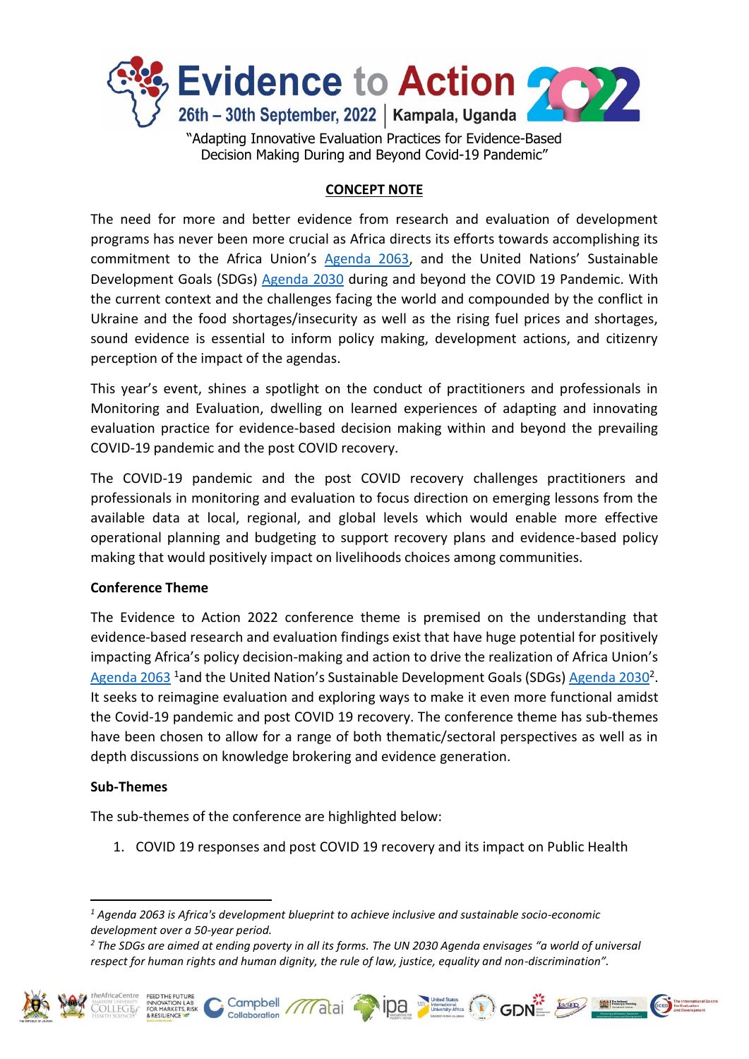# Evidence to Action 2022

**26th – 30th September, 2022 | Kampala, Uganda**

"Adapting Innovative Evaluation Practices for Evidence-Based Decision Making During and Beyond Covid-19 Pandemic"

## CONCEPT NOTE

The need for more and better evidence from research and evaluation of development programs has never been more crucial as Africa directs its efforts towards accomplishing its commitment to the Africa Union's Agenda 2063, and the United Nations' Sustainable Development Goals (SDGs) Agenda 2030 during and beyond the COVID 19 Pandemic. With the current context and the challenges facing the world and compounded by the conflict in Ukraine and the food shortages/insecurity as well as the rising fuel prices and shortages, sound evidence is essential to inform policy making, development actions, and citizenry perception of the impact of the agendas.

This year's event, shines a spotlight on the conduct of practitioners and professionals in Monitoring and Evaluation, dwelling on learned experiences of adapting and innovating evaluation practice for evidence-based decision making within and beyond the prevailing COVID-19 pandemic and the post COVID recovery.

The COVID-19 pandemic and the post COVID recovery challenges practitioners and professionals in monitoring and evaluation to focus direction on emerging lessons from the available data at local, regional, and global levels which would enable more effective operational planning and budgeting to support recovery plans and evidence-based policy making that would positively impact on livelihoods choices among communities.

### Conference Theme

The Evidence to Action 2022 conference theme is premised on the understanding that evidence-based research and evaluation findings exist that have huge potential for positively impacting Africa's policy decision-making and action to drive the realization of Africa Union's Agenda 2063 [1]and the United Nation's Sustainable Development Goals (SDGs) Agenda 2030[2]. It seeks to reimagine evaluation and exploring ways to make it even more functional amidst the Covid-19 pandemic and post COVID 19 recovery. The conference theme has sub-themes have been chosen to allow for a range of both thematic/sectoral perspectives as well as in depth discussions on knowledge brokering and evidence generation.

### Sub-Themes

The sub-themes of the conference are highlighted below:

1. COVID 19 responses and post COVID 19 recovery and its impact on Public Health

---

[1] *Agenda 2063 is Africa's development blueprint to achieve inclusive and sustainable socio-economic development over a 50-year period.*

[2] *The SDGs are aimed at ending poverty in all its forms. The UN 2030 Agenda envisages "a world of universal respect for human rights and human dignity, the rule of law, justice, equality and non-discrimination".*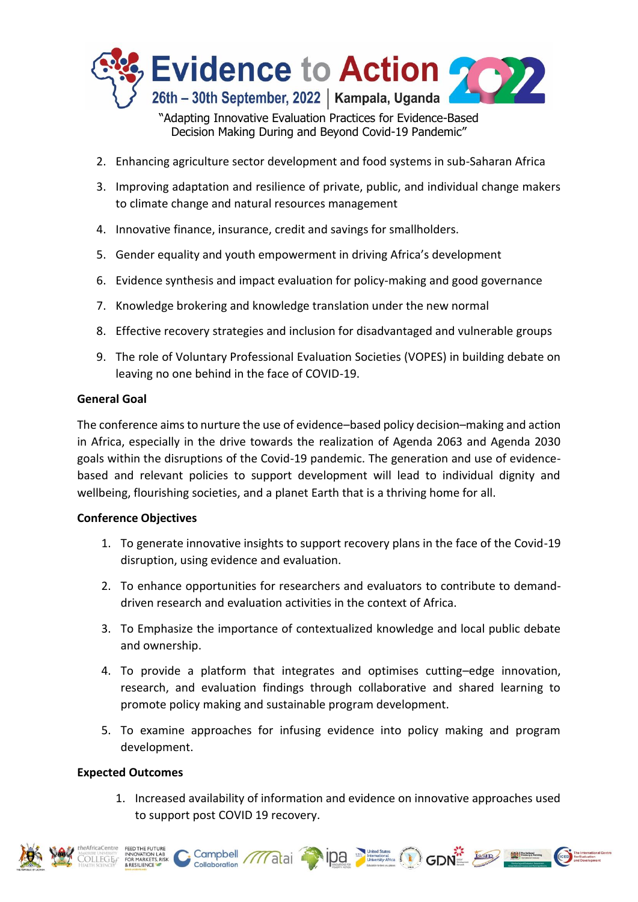2. Enhancing agriculture sector development and food systems in sub-Saharan Africa
3. Improving adaptation and resilience of private, public, and individual change makers to climate change and natural resources management
4. Innovative finance, insurance, credit and savings for smallholders.
5. Gender equality and youth empowerment in driving Africa's development
6. Evidence synthesis and impact evaluation for policy-making and good governance
7. Knowledge brokering and knowledge translation under the new normal
8. Effective recovery strategies and inclusion for disadvantaged and vulnerable groups
9. The role of Voluntary Professional Evaluation Societies (VOPES) in building debate on leaving no one behind in the face of COVID-19.

**General Goal**

The conference aims to nurture the use of evidence–based policy decision–making and action in Africa, especially in the drive towards the realization of Agenda 2063 and Agenda 2030 goals within the disruptions of the Covid-19 pandemic. The generation and use of evidence-based and relevant policies to support development will lead to individual dignity and wellbeing, flourishing societies, and a planet Earth that is a thriving home for all.

**Conference Objectives**

1. To generate innovative insights to support recovery plans in the face of the Covid-19 disruption, using evidence and evaluation.
2. To enhance opportunities for researchers and evaluators to contribute to demand-driven research and evaluation activities in the context of Africa.
3. To Emphasize the importance of contextualized knowledge and local public debate and ownership.
4. To provide a platform that integrates and optimises cutting–edge innovation, research, and evaluation findings through collaborative and shared learning to promote policy making and sustainable program development.
5. To examine approaches for infusing evidence into policy making and program development.

**Expected Outcomes**

1. Increased availability of information and evidence on innovative approaches used to support post COVID 19 recovery.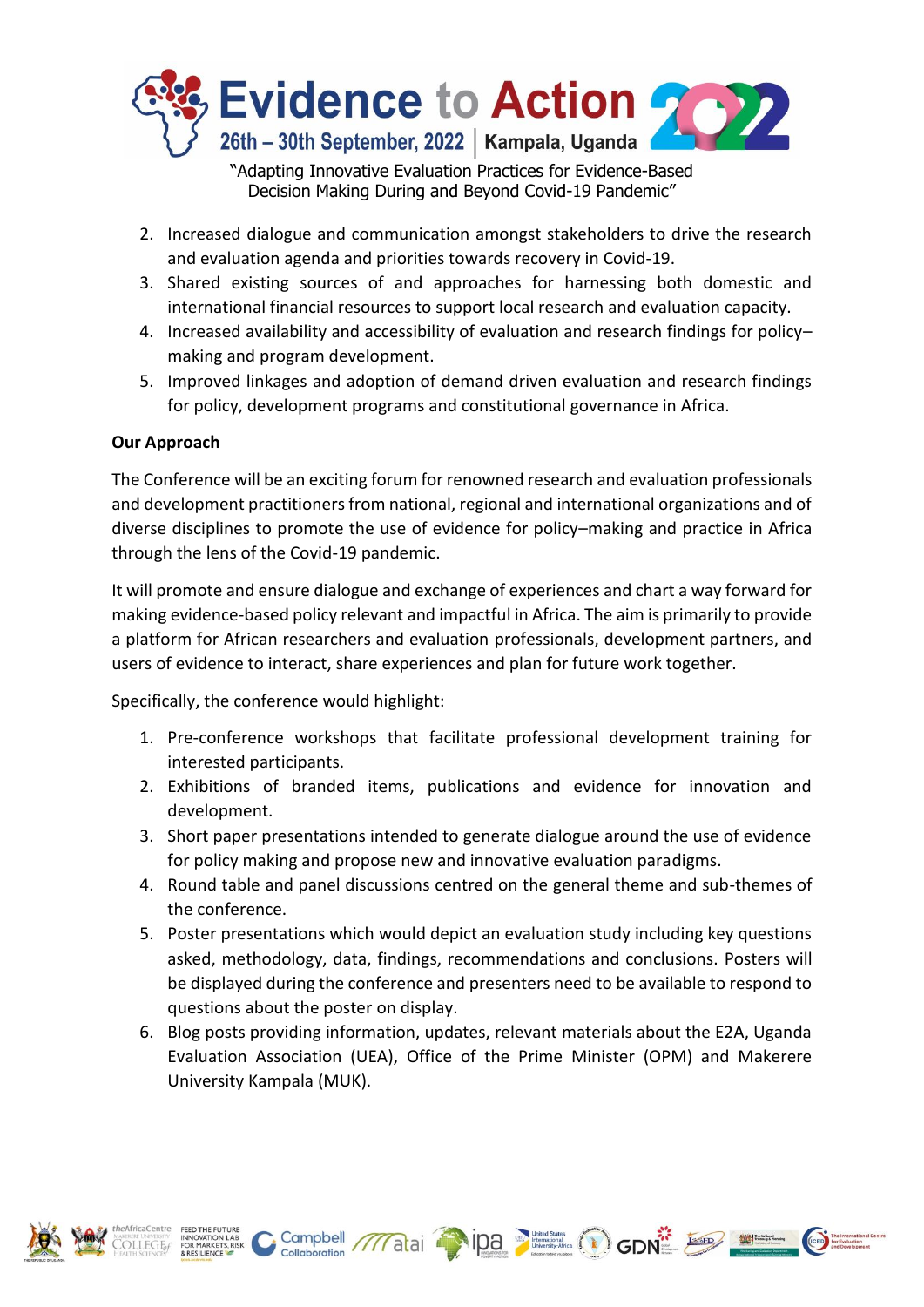2. Increased dialogue and communication amongst stakeholders to drive the research and evaluation agenda and priorities towards recovery in Covid-19.
3. Shared existing sources of and approaches for harnessing both domestic and international financial resources to support local research and evaluation capacity.
4. Increased availability and accessibility of evaluation and research findings for policy–making and program development.
5. Improved linkages and adoption of demand driven evaluation and research findings for policy, development programs and constitutional governance in Africa.

**Our Approach**

The Conference will be an exciting forum for renowned research and evaluation professionals and development practitioners from national, regional and international organizations and of diverse disciplines to promote the use of evidence for policy–making and practice in Africa through the lens of the Covid-19 pandemic.

It will promote and ensure dialogue and exchange of experiences and chart a way forward for making evidence-based policy relevant and impactful in Africa. The aim is primarily to provide a platform for African researchers and evaluation professionals, development partners, and users of evidence to interact, share experiences and plan for future work together.

Specifically, the conference would highlight:

1. Pre-conference workshops that facilitate professional development training for interested participants.
2. Exhibitions of branded items, publications and evidence for innovation and development.
3. Short paper presentations intended to generate dialogue around the use of evidence for policy making and propose new and innovative evaluation paradigms.
4. Round table and panel discussions centred on the general theme and sub-themes of the conference.
5. Poster presentations which would depict an evaluation study including key questions asked, methodology, data, findings, recommendations and conclusions. Posters will be displayed during the conference and presenters need to be available to respond to questions about the poster on display.
6. Blog posts providing information, updates, relevant materials about the E2A, Uganda Evaluation Association (UEA), Office of the Prime Minister (OPM) and Makerere University Kampala (MUK).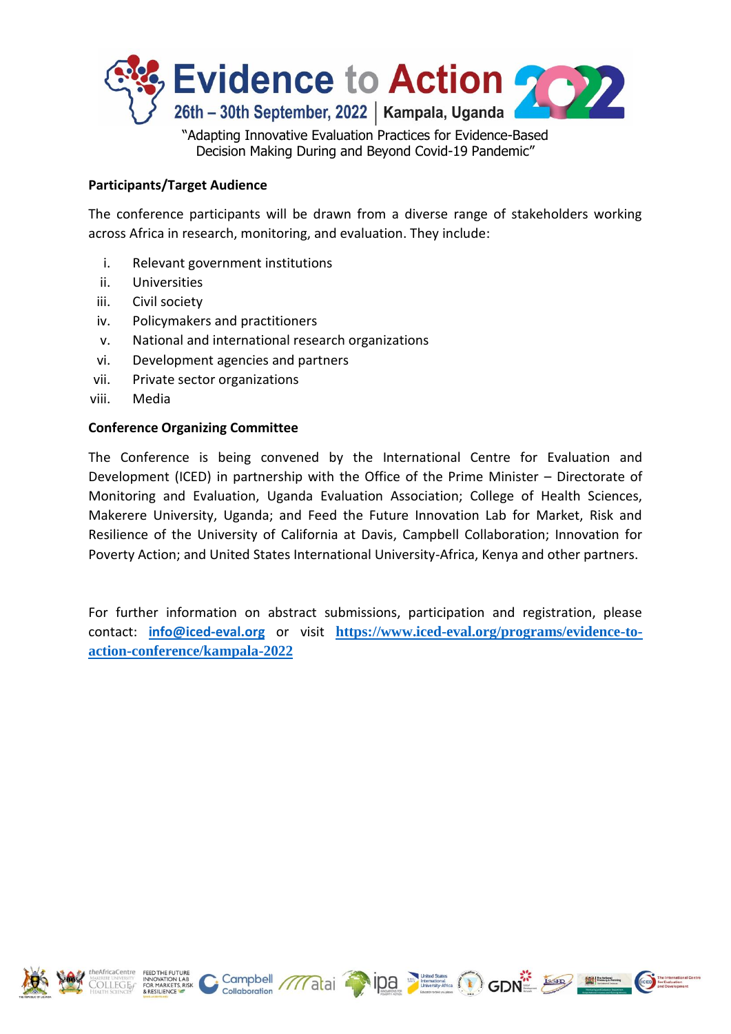Evidence to Action 2022

26th – 30th September, 2022 | Kampala, Uganda

"Adapting Innovative Evaluation Practices for Evidence-Based Decision Making During and Beyond Covid-19 Pandemic"

**Participants/Target Audience**

The conference participants will be drawn from a diverse range of stakeholders working across Africa in research, monitoring, and evaluation. They include:

i. Relevant government institutions
ii. Universities
iii. Civil society
iv. Policymakers and practitioners
v. National and international research organizations
vi. Development agencies and partners
vii. Private sector organizations
viii. Media

**Conference Organizing Committee**

The Conference is being convened by the International Centre for Evaluation and Development (ICED) in partnership with the Office of the Prime Minister – Directorate of Monitoring and Evaluation, Uganda Evaluation Association; College of Health Sciences, Makerere University, Uganda; and Feed the Future Innovation Lab for Market, Risk and Resilience of the University of California at Davis, Campbell Collaboration; Innovation for Poverty Action; and United States International University-Africa, Kenya and other partners.

For further information on abstract submissions, participation and registration, please contact: **info@iced-eval.org** or visit **https://www.iced-eval.org/programs/evidence-to-action-conference/kampala-2022**